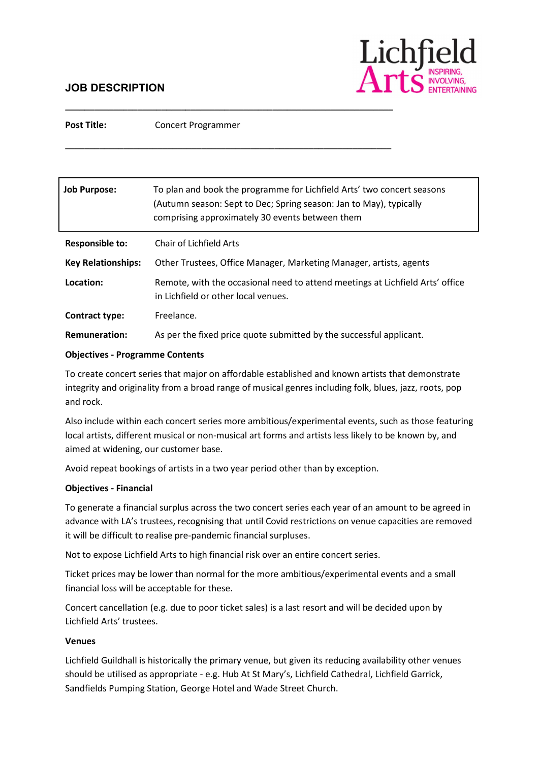# JOB DESCRIPTION

**Post Title:** Concert Programmer

| | |
|---|---|
| **Job Purpose:** | To plan and book the programme for Lichfield Arts' two concert seasons (Autumn season: Sept to Dec; Spring season: Jan to May), typically comprising approximately 30 events between them |
| **Responsible to:** | Chair of Lichfield Arts |
| **Key Relationships:** | Other Trustees, Office Manager, Marketing Manager, artists, agents |
| **Location:** | Remote, with the occasional need to attend meetings at Lichfield Arts' office in Lichfield or other local venues. |
| **Contract type:** | Freelance. |
| **Remuneration:** | As per the fixed price quote submitted by the successful applicant. |

**Objectives - Programme Contents**

To create concert series that major on affordable established and known artists that demonstrate integrity and originality from a broad range of musical genres including folk, blues, jazz, roots, pop and rock.

Also include within each concert series more ambitious/experimental events, such as those featuring local artists, different musical or non-musical art forms and artists less likely to be known by, and aimed at widening, our customer base.

Avoid repeat bookings of artists in a two year period other than by exception.

**Objectives - Financial**

To generate a financial surplus across the two concert series each year of an amount to be agreed in advance with LA's trustees, recognising that until Covid restrictions on venue capacities are removed it will be difficult to realise pre-pandemic financial surpluses.

Not to expose Lichfield Arts to high financial risk over an entire concert series.

Ticket prices may be lower than normal for the more ambitious/experimental events and a small financial loss will be acceptable for these.

Concert cancellation (e.g. due to poor ticket sales) is a last resort and will be decided upon by Lichfield Arts' trustees.

**Venues**

Lichfield Guildhall is historically the primary venue, but given its reducing availability other venues should be utilised as appropriate - e.g. Hub At St Mary's, Lichfield Cathedral, Lichfield Garrick, Sandfields Pumping Station, George Hotel and Wade Street Church.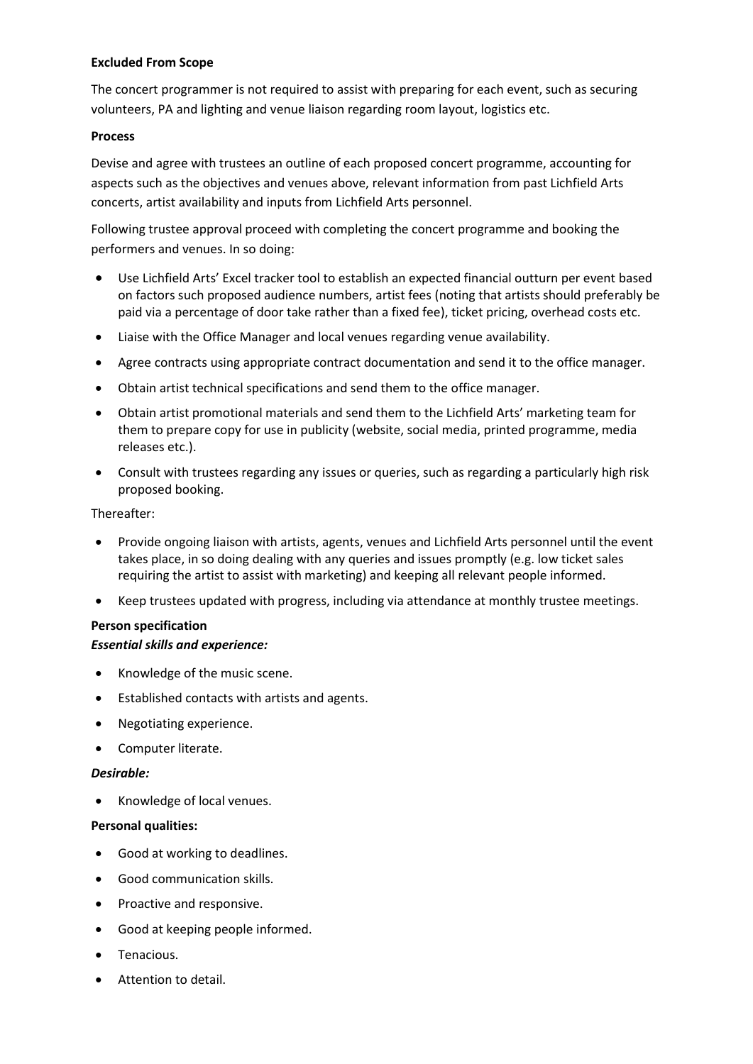**Excluded From Scope**

The concert programmer is not required to assist with preparing for each event, such as securing volunteers, PA and lighting and venue liaison regarding room layout, logistics etc.

**Process**

Devise and agree with trustees an outline of each proposed concert programme, accounting for aspects such as the objectives and venues above, relevant information from past Lichfield Arts concerts, artist availability and inputs from Lichfield Arts personnel.

Following trustee approval proceed with completing the concert programme and booking the performers and venues. In so doing:

- Use Lichfield Arts' Excel tracker tool to establish an expected financial outturn per event based on factors such proposed audience numbers, artist fees (noting that artists should preferably be paid via a percentage of door take rather than a fixed fee), ticket pricing, overhead costs etc.
- Liaise with the Office Manager and local venues regarding venue availability.
- Agree contracts using appropriate contract documentation and send it to the office manager.
- Obtain artist technical specifications and send them to the office manager.
- Obtain artist promotional materials and send them to the Lichfield Arts' marketing team for them to prepare copy for use in publicity (website, social media, printed programme, media releases etc.).
- Consult with trustees regarding any issues or queries, such as regarding a particularly high risk proposed booking.

Thereafter:

- Provide ongoing liaison with artists, agents, venues and Lichfield Arts personnel until the event takes place, in so doing dealing with any queries and issues promptly (e.g. low ticket sales requiring the artist to assist with marketing) and keeping all relevant people informed.
- Keep trustees updated with progress, including via attendance at monthly trustee meetings.

**Person specification**

***Essential skills and experience:***

- Knowledge of the music scene.
- Established contacts with artists and agents.
- Negotiating experience.
- Computer literate.

***Desirable:***

- Knowledge of local venues.

**Personal qualities:**

- Good at working to deadlines.
- Good communication skills.
- Proactive and responsive.
- Good at keeping people informed.
- Tenacious.
- Attention to detail.